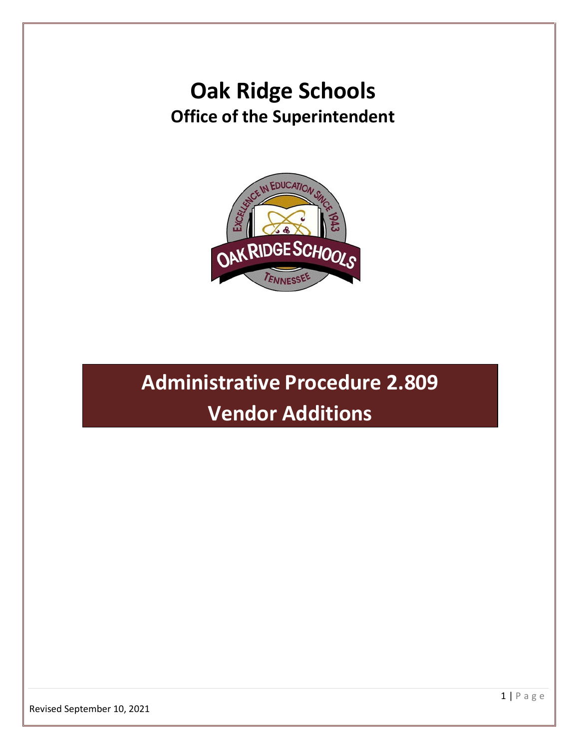# Oak Ridge Schools

## Office of the Superintendent

# Administrative Procedure 2.809
# Vendor Additions

Revised September 10, 2021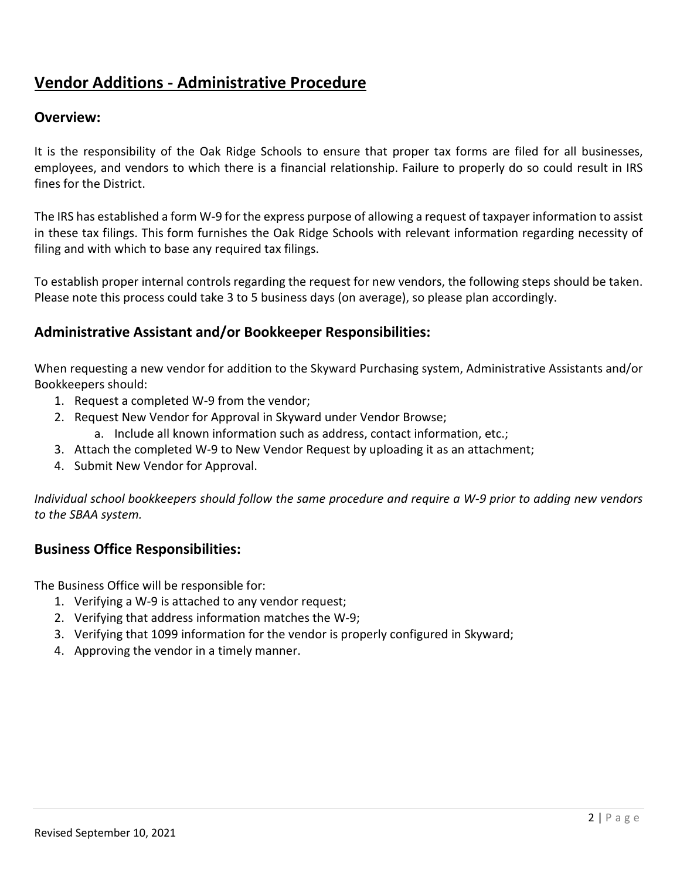# Vendor Additions - Administrative Procedure

## Overview:

It is the responsibility of the Oak Ridge Schools to ensure that proper tax forms are filed for all businesses, employees, and vendors to which there is a financial relationship. Failure to properly do so could result in IRS fines for the District.

The IRS has established a form W-9 for the express purpose of allowing a request of taxpayer information to assist in these tax filings. This form furnishes the Oak Ridge Schools with relevant information regarding necessity of filing and with which to base any required tax filings.

To establish proper internal controls regarding the request for new vendors, the following steps should be taken. Please note this process could take 3 to 5 business days (on average), so please plan accordingly.

## Administrative Assistant and/or Bookkeeper Responsibilities:

When requesting a new vendor for addition to the Skyward Purchasing system, Administrative Assistants and/or Bookkeepers should:

1. Request a completed W-9 from the vendor;
2. Request New Vendor for Approval in Skyward under Vendor Browse;
    a. Include all known information such as address, contact information, etc.;
3. Attach the completed W-9 to New Vendor Request by uploading it as an attachment;
4. Submit New Vendor for Approval.

*Individual school bookkeepers should follow the same procedure and require a W-9 prior to adding new vendors to the SBAA system.*

## Business Office Responsibilities:

The Business Office will be responsible for:

1. Verifying a W-9 is attached to any vendor request;
2. Verifying that address information matches the W-9;
3. Verifying that 1099 information for the vendor is properly configured in Skyward;
4. Approving the vendor in a timely manner.

Revised September 10, 2021